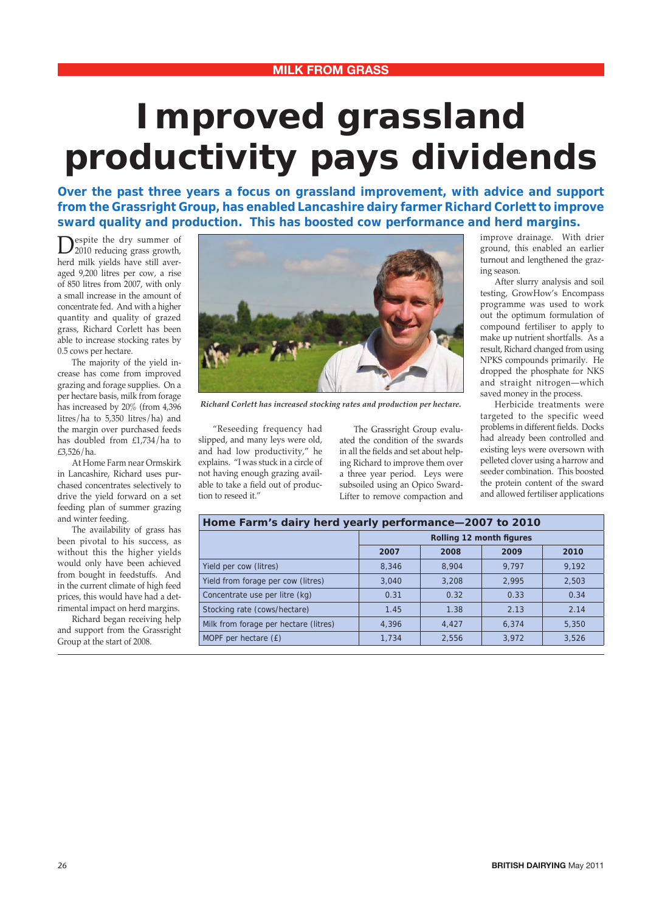MILK FROM GRASS

# Improved grassland productivity pays dividends

**Over the past three years a focus on grassland improvement, with advice and support from the Grassright Group, has enabled Lancashire dairy farmer Richard Corlett to improve sward quality and production. This has boosted cow performance and herd margins.**

Despite the dry summer of 2010 reducing grass growth, herd milk yields have still averaged 9,200 litres per cow, a rise of 850 litres from 2007, with only a small increase in the amount of concentrate fed. And with a higher quantity and quality of grazed grass, Richard Corlett has been able to increase stocking rates by 0.5 cows per hectare.

The majority of the yield increase has come from improved grazing and forage supplies. On a per hectare basis, milk from forage has increased by 20% (from 4,396 litres/ha to 5,350 litres/ha) and the margin over purchased feeds has doubled from £1,734/ha to £3,526/ha.

At Home Farm near Ormskirk in Lancashire, Richard uses purchased concentrates selectively to drive the yield forward on a set feeding plan of summer grazing and winter feeding.

The availability of grass has been pivotal to his success, as without this the higher yields would only have been achieved from bought in feedstuffs. And in the current climate of high feed prices, this would have had a detrimental impact on herd margins.

Richard began receiving help and support from the Grassright Group at the start of 2008.

*Richard Corlett has increased stocking rates and production per hectare.*

"Reseeding frequency had slipped, and many leys were old, and had low productivity," he explains. "I was stuck in a circle of not having enough grazing available to take a field out of production to reseed it."

The Grassright Group evaluated the condition of the swards in all the fields and set about helping Richard to improve them over a three year period. Leys were subsoiled using an Opico Sward-Lifter to remove compaction and improve drainage. With drier ground, this enabled an earlier turnout and lengthened the grazing season.

After slurry analysis and soil testing, GrowHow's Encompass programme was used to work out the optimum formulation of compound fertiliser to apply to make up nutrient shortfalls. As a result, Richard changed from using NPKS compounds primarily. He dropped the phosphate for NKS and straight nitrogen—which saved money in the process.

Herbicide treatments were targeted to the specific weed problems in different fields. Docks had already been controlled and existing leys were oversown with pelleted clover using a harrow and seeder combination. This boosted the protein content of the sward and allowed fertiliser applications

**Home Farm's dairy herd yearly performance—2007 to 2010**

| | Rolling 12 month figures | | | |
|---|---|---|---|---|
| | 2007 | 2008 | 2009 | 2010 |
| Yield per cow (litres) | 8,346 | 8,904 | 9,797 | 9,192 |
| Yield from forage per cow (litres) | 3,040 | 3,208 | 2,995 | 2,503 |
| Concentrate use per litre (kg) | 0.31 | 0.32 | 0.33 | 0.34 |
| Stocking rate (cows/hectare) | 1.45 | 1.38 | 2.13 | 2.14 |
| Milk from forage per hectare (litres) | 4,396 | 4,427 | 6,374 | 5,350 |
| MOPF per hectare (£) | 1,734 | 2,556 | 3,972 | 3,526 |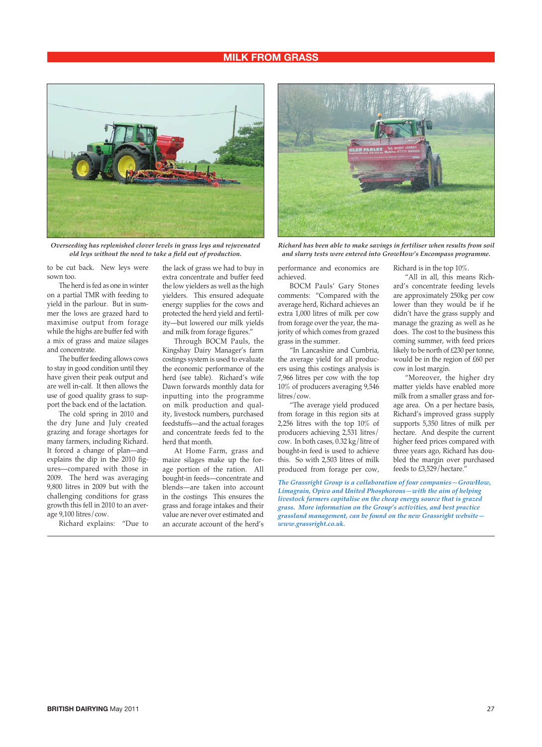*Overseeding has replenished clover levels in grass leys and rejuvenated old leys without the need to take a field out of production.*

*Richard has been able to make savings in fertiliser when results from soil and slurry tests were entered into GrowHow's Encompass programme.*

to be cut back. New leys were sown too.

The herd is fed as one in winter on a partial TMR with feeding to yield in the parlour. But in summer the lows are grazed hard to maximise output from forage while the highs are buffer fed with a mix of grass and maize silages and concentrate.

The buffer feeding allows cows to stay in good condition until they have given their peak output and are well in-calf. It then allows the use of good quality grass to support the back end of the lactation.

The cold spring in 2010 and the dry June and July created grazing and forage shortages for many farmers, including Richard. It forced a change of plan—and explains the dip in the 2010 figures—compared with those in 2009. The herd was averaging 9,800 litres in 2009 but with the challenging conditions for grass growth this fell in 2010 to an average 9,100 litres/cow.

Richard explains: "Due to the lack of grass we had to buy in extra concentrate and buffer feed the low yielders as well as the high yielders. This ensured adequate energy supplies for the cows and protected the herd yield and fertility—but lowered our milk yields and milk from forage figures."

Through BOCM Pauls, the Kingshay Dairy Manager's farm costings system is used to evaluate the economic performance of the herd (see table). Richard's wife Dawn forwards monthly data for inputting into the programme on milk production and quality, livestock numbers, purchased feedstuffs—and the actual forages and concentrate feeds fed to the herd that month.

At Home Farm, grass and maize silages make up the forage portion of the ration. All bought-in feeds—concentrate and blends—are taken into account in the costings This ensures the grass and forage intakes and their value are never over estimated and an accurate account of the herd's performance and economics are achieved.

BOCM Pauls' Gary Stones comments: "Compared with the average herd, Richard achieves an extra 1,000 litres of milk per cow from forage over the year, the majority of which comes from grazed grass in the summer.

"In Lancashire and Cumbria, the average yield for all producers using this costings analysis is 7,966 litres per cow with the top 10% of producers averaging 9,546 litres/cow.

"The average yield produced from forage in this region sits at 2,256 litres with the top 10% of producers achieving 2,531 litres/cow. In both cases, 0.32 kg/litre of bought-in feed is used to achieve this. So with 2,503 litres of milk produced from forage per cow, Richard is in the top 10%.

"All in all, this means Richard's concentrate feeding levels are approximately 250kg per cow lower than they would be if he didn't have the grass supply and manage the grazing as well as he does. The cost to the business this coming summer, with feed prices likely to be north of £230 per tonne, would be in the region of £60 per cow in lost margin.

"Moreover, the higher dry matter yields have enabled more milk from a smaller grass and forage area. On a per hectare basis, Richard's improved grass supply supports 5,350 litres of milk per hectare. And despite the current higher feed prices compared with three years ago, Richard has doubled the margin over purchased feeds to £3,529/hectare."

*The Grassright Group is a collaboration of four companies—GrowHow, Limagrain, Opico and United Phosphorous—with the aim of helping livestock farmers capitalise on the cheap energy source that is grazed grass. More information on the Group's activities, and best practice grassland management, can be found on the new Grassright website—www.grassright.co.uk.*